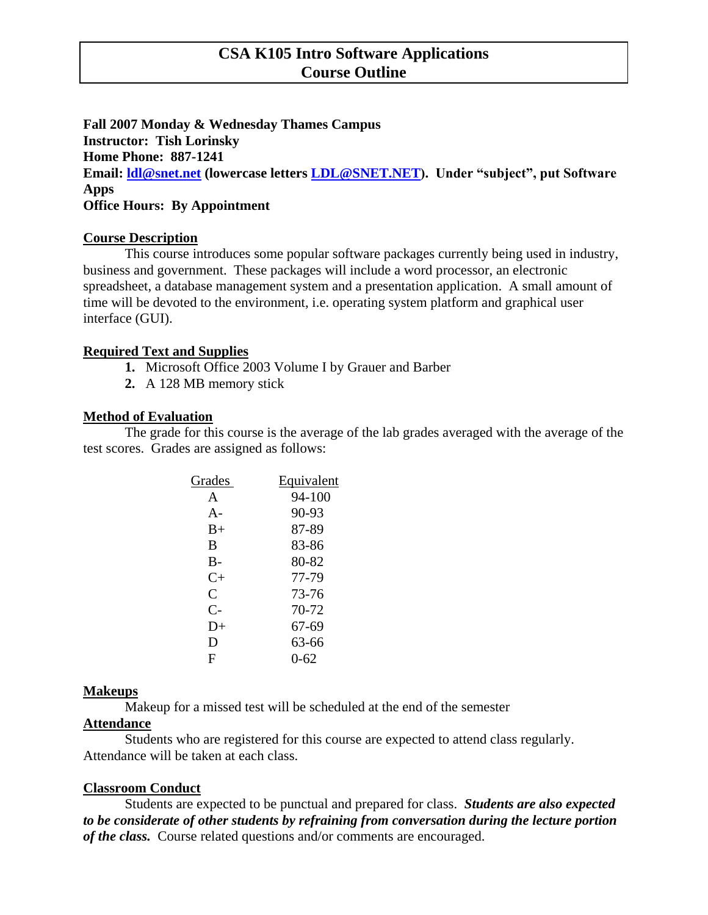# CSA K105 Intro Software Applications
# Course Outline

**Fall 2007 Monday & Wednesday Thames Campus**
**Instructor: Tish Lorinsky**
**Home Phone: 887-1241**
**Email: ldl@snet.net (lowercase letters LDL@SNET.NET). Under "subject", put Software Apps**
**Office Hours: By Appointment**

## Course Description

This course introduces some popular software packages currently being used in industry, business and government. These packages will include a word processor, an electronic spreadsheet, a database management system and a presentation application. A small amount of time will be devoted to the environment, i.e. operating system platform and graphical user interface (GUI).

## Required Text and Supplies

1. Microsoft Office 2003 Volume I by Grauer and Barber
2. A 128 MB memory stick

## Method of Evaluation

The grade for this course is the average of the lab grades averaged with the average of the test scores. Grades are assigned as follows:

| Grades | Equivalent |
|---|---|
| A | 94-100 |
| A- | 90-93 |
| B+ | 87-89 |
| B | 83-86 |
| B- | 80-82 |
| C+ | 77-79 |
| C | 73-76 |
| C- | 70-72 |
| D+ | 67-69 |
| D | 63-66 |
| F | 0-62 |

## Makeups

Makeup for a missed test will be scheduled at the end of the semester

## Attendance

Students who are registered for this course are expected to attend class regularly. Attendance will be taken at each class.

## Classroom Conduct

Students are expected to be punctual and prepared for class. ***Students are also expected to be considerate of other students by refraining from conversation during the lecture portion of the class.*** Course related questions and/or comments are encouraged.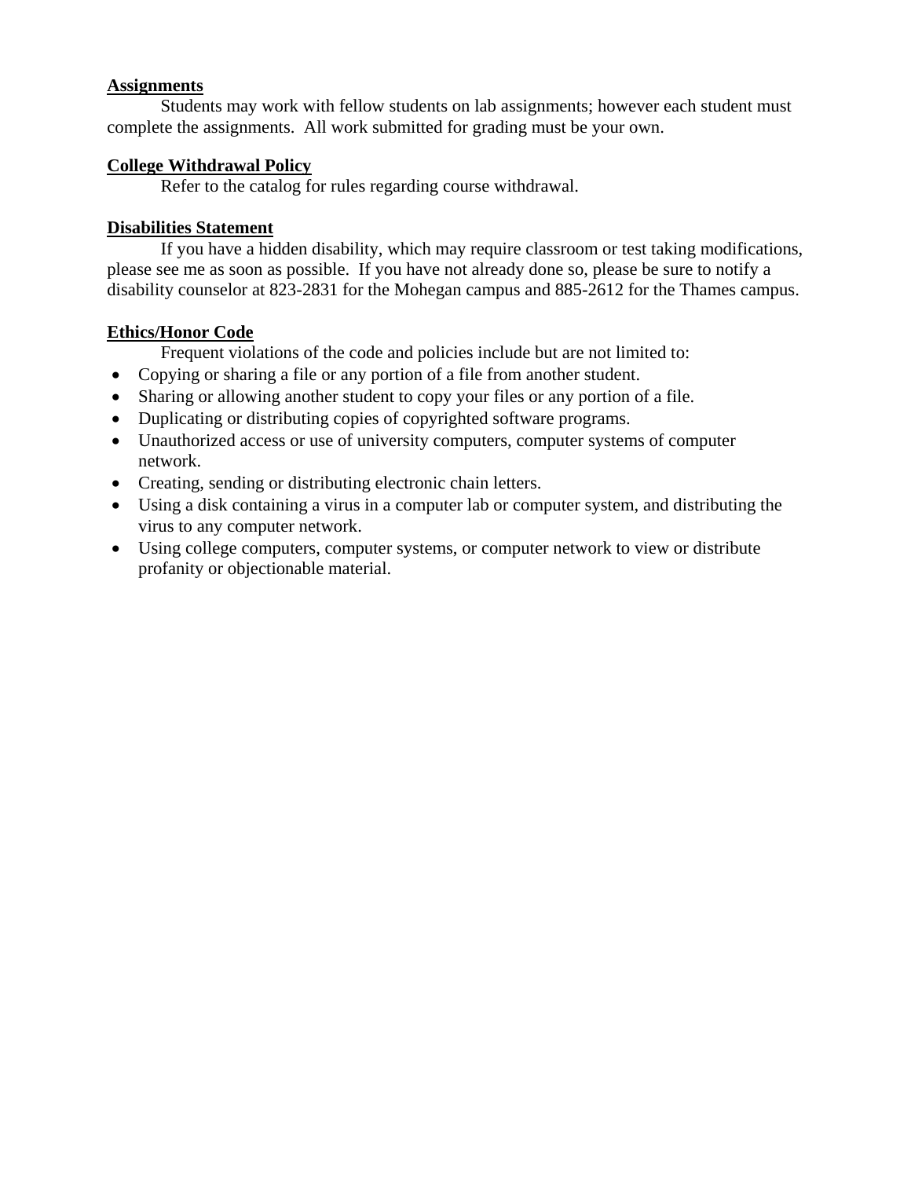**Assignments**

Students may work with fellow students on lab assignments; however each student must complete the assignments. All work submitted for grading must be your own.

**College Withdrawal Policy**

Refer to the catalog for rules regarding course withdrawal.

**Disabilities Statement**

If you have a hidden disability, which may require classroom or test taking modifications, please see me as soon as possible. If you have not already done so, please be sure to notify a disability counselor at 823-2831 for the Mohegan campus and 885-2612 for the Thames campus.

**Ethics/Honor Code**

Frequent violations of the code and policies include but are not limited to:

- Copying or sharing a file or any portion of a file from another student.
- Sharing or allowing another student to copy your files or any portion of a file.
- Duplicating or distributing copies of copyrighted software programs.
- Unauthorized access or use of university computers, computer systems of computer network.
- Creating, sending or distributing electronic chain letters.
- Using a disk containing a virus in a computer lab or computer system, and distributing the virus to any computer network.
- Using college computers, computer systems, or computer network to view or distribute profanity or objectionable material.